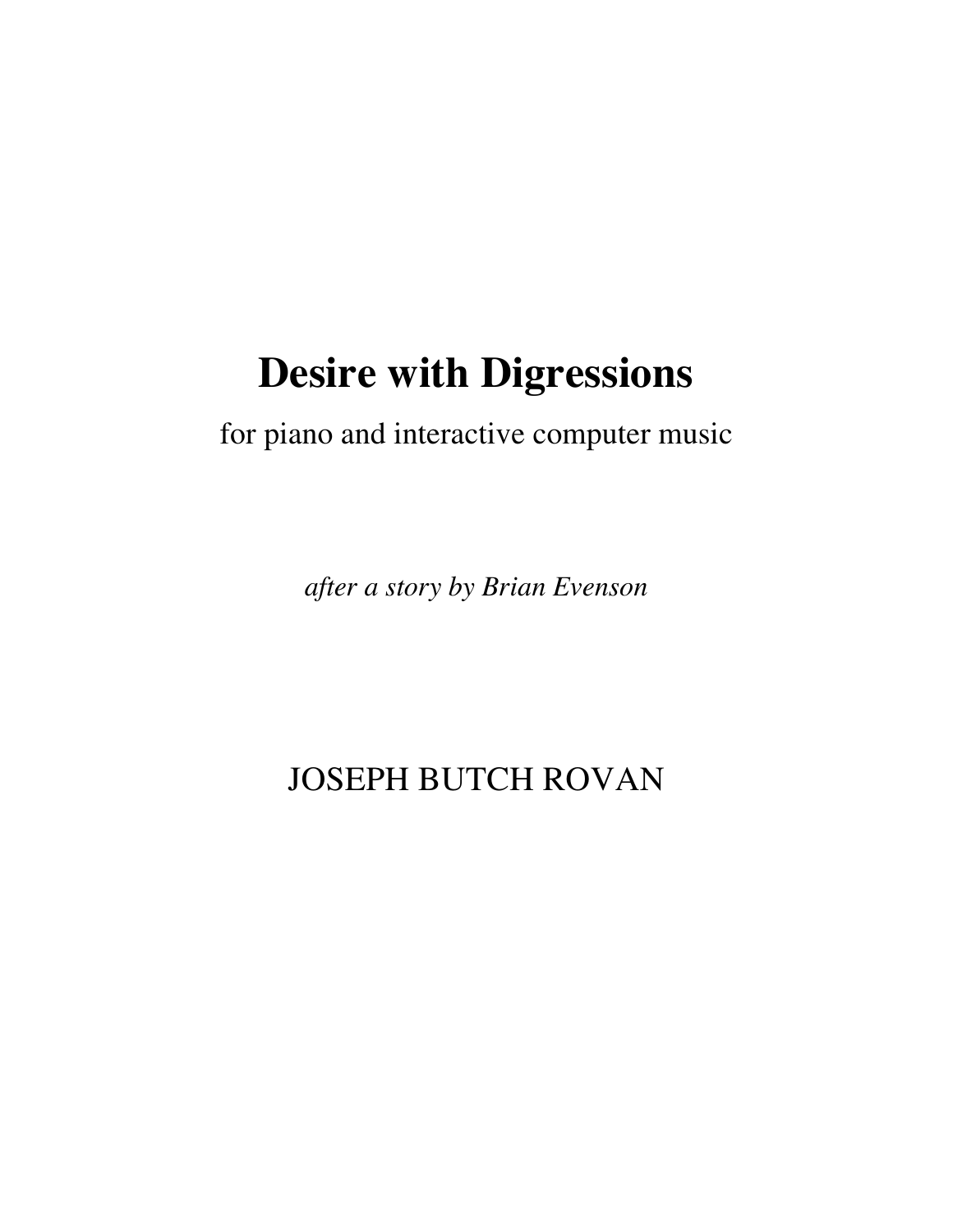# Desire with Digressions

for piano and interactive computer music

*after a story by Brian Evenson*

JOSEPH BUTCH ROVAN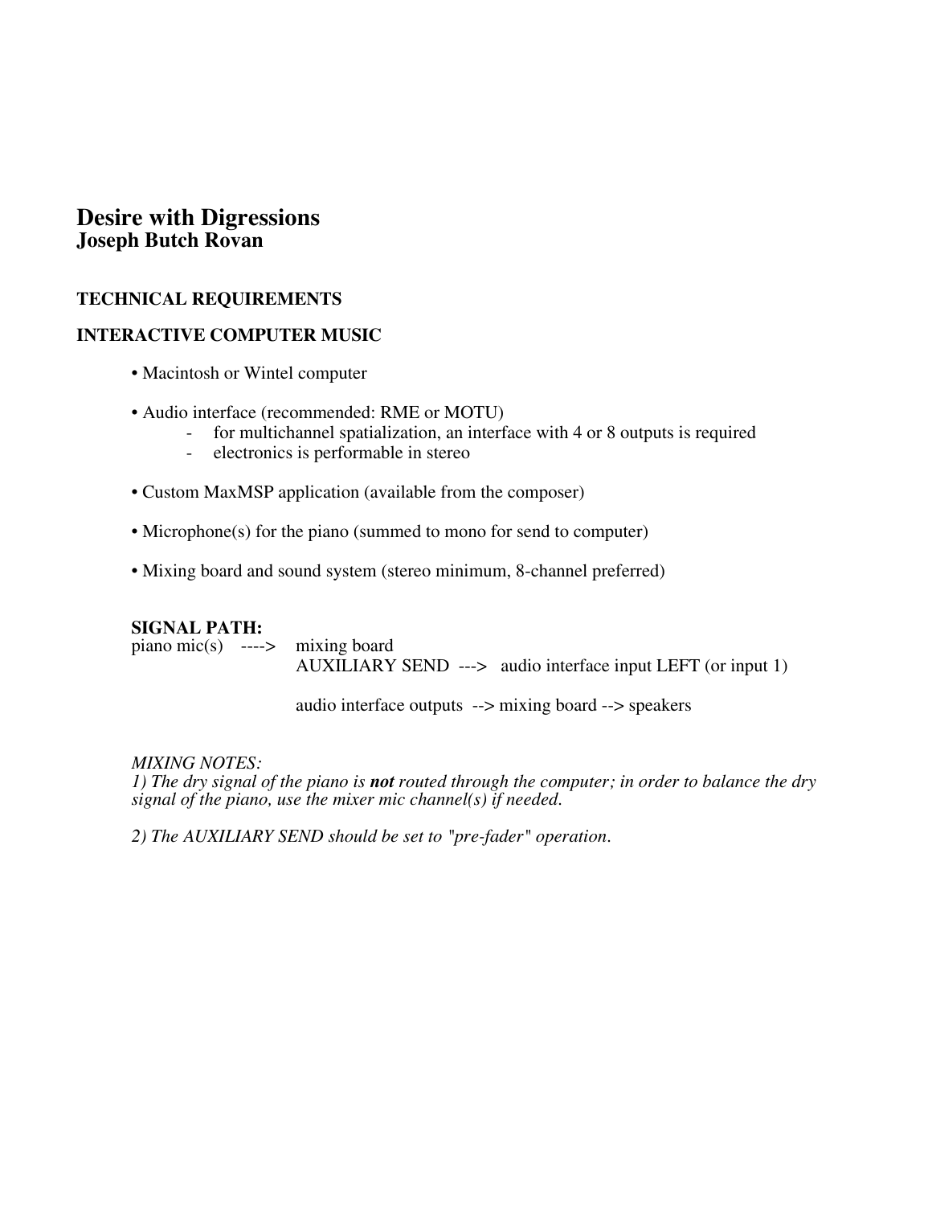# Desire with Digressions
## Joseph Butch Rovan

### TECHNICAL REQUIREMENTS

### INTERACTIVE COMPUTER MUSIC

- Macintosh or Wintel computer

- Audio interface (recommended: RME or MOTU)
  - for multichannel spatialization, an interface with 4 or 8 outputs is required
  - electronics is performable in stereo

- Custom MaxMSP application (available from the composer)

- Microphone(s) for the piano (summed to mono for send to computer)

- Mixing board and sound system (stereo minimum, 8-channel preferred)

**SIGNAL PATH:**

```
piano mic(s)    ---->    mixing board
                         AUXILIARY SEND  --->   audio interface input LEFT (or input 1)

                         audio interface outputs  --> mixing board --> speakers
```

*MIXING NOTES:*
*1) The dry signal of the piano is **not** routed through the computer; in order to balance the dry signal of the piano, use the mixer mic channel(s) if needed.*

*2) The AUXILIARY SEND should be set to "pre-fader" operation.*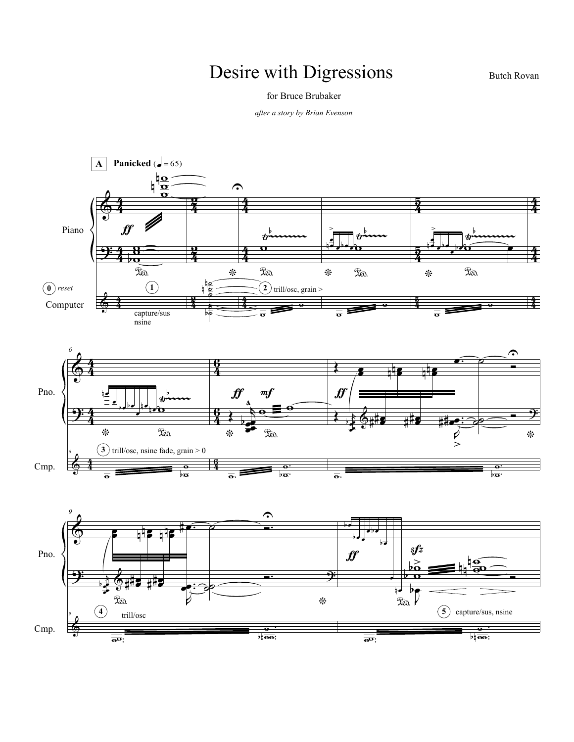# Desire with Digressions

Butch Rovan

for Bruce Brubaker

*after a story by Brian Evenson*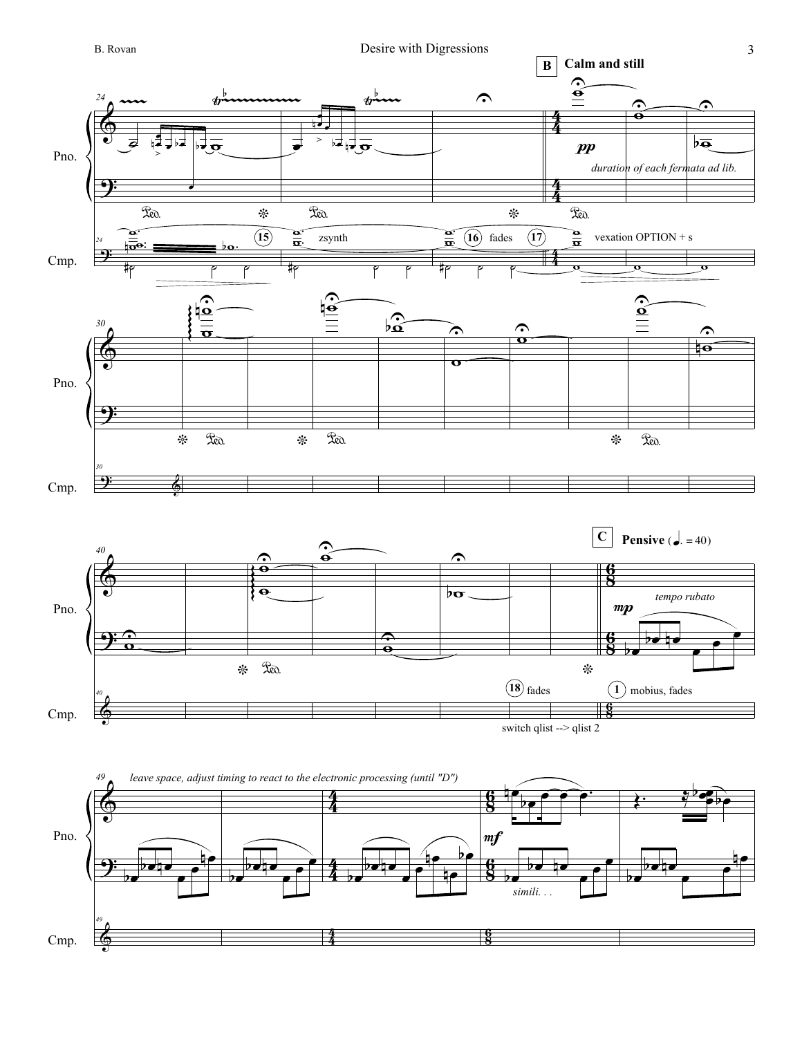**B** **Calm and still**

*duration of each fermata ad lib.*

15 zsynth

16 fades 17 vexation OPTION + s

**C** **Pensive** (♩. = 40)

*tempo rubato*

18 fades

1 mobius, fades

switch qlist --> qlist 2

*leave space, adjust timing to react to the electronic processing (until "D")*

*simili. . .*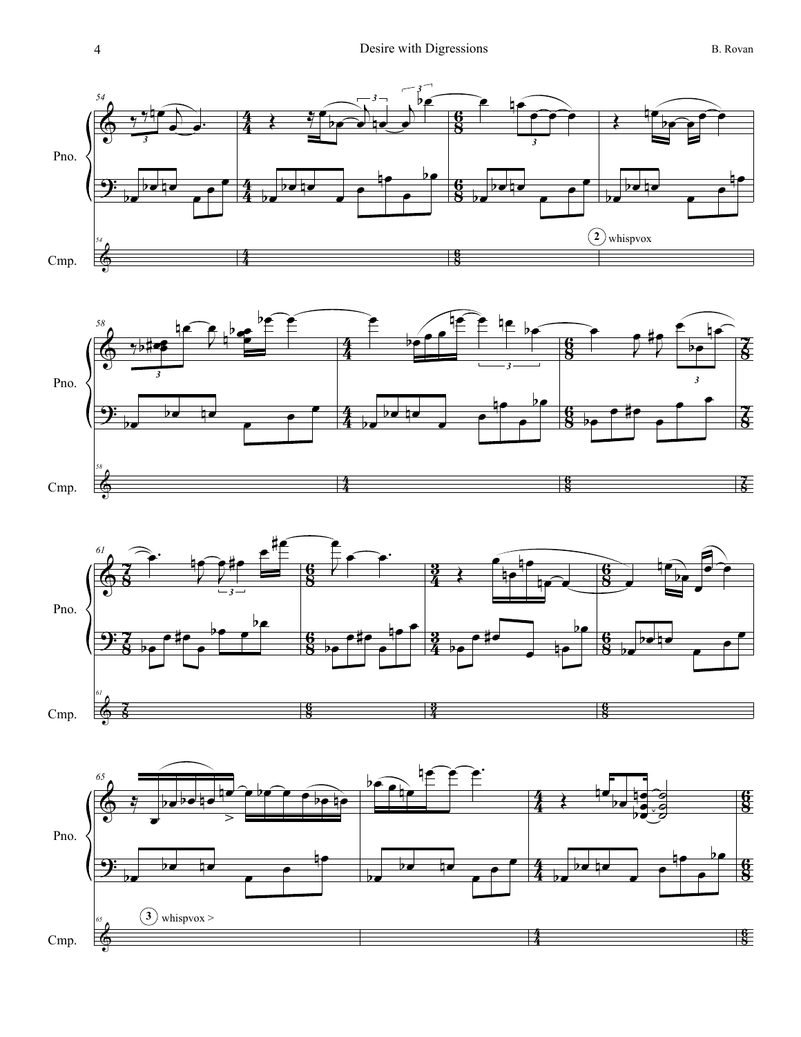Pno.

Cmp.

(2) whispvox

(3) whispvox >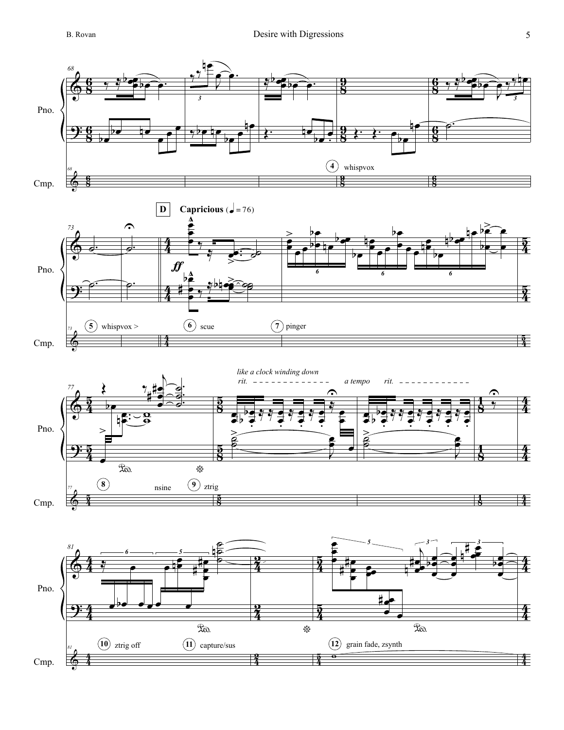Pno.

Cmp.

4 whispvox

**D** **Capricious** (♩ = 76)

*ff*

5 whispvox >

6 scue

7 pinger

*like a clock winding down*

*rit.* *a tempo* *rit.*

8 nsine

9 ztrig

10 ztrig off

11 capture/sus

12 grain fade, zsynth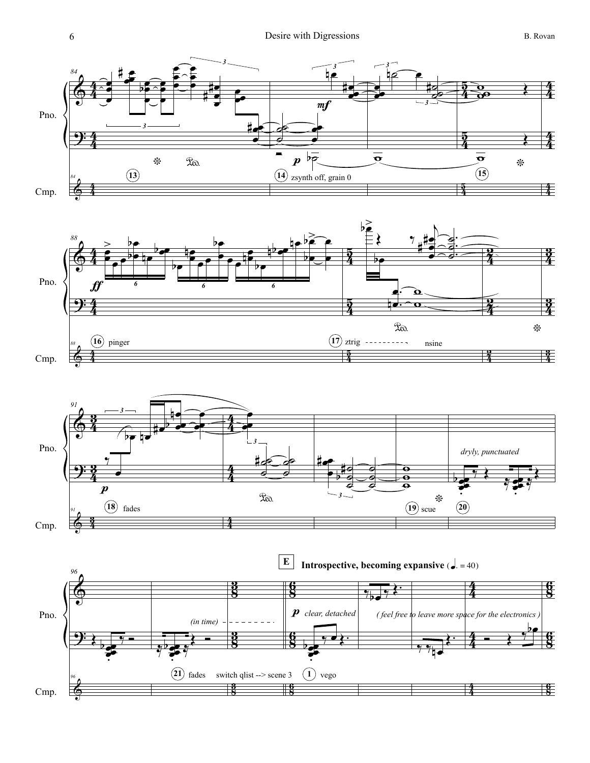**E** **Introspective, becoming expansive** (♩. = 40)

Pno.

Cmp.

(13)

(14) zsynth off, grain 0

*mf*

*p*

(15)

(16) pinger

*ff*

(17) ztrig - - - - - - - - - nsine

(18) fades

*p*

*dryly, punctuated*

(19) scue

(20)

*(in time)*

(21) fades switch qlist --> scene 3

(1) vego

*p* *clear, detached*

*( feel free to leave more space for the electronics )*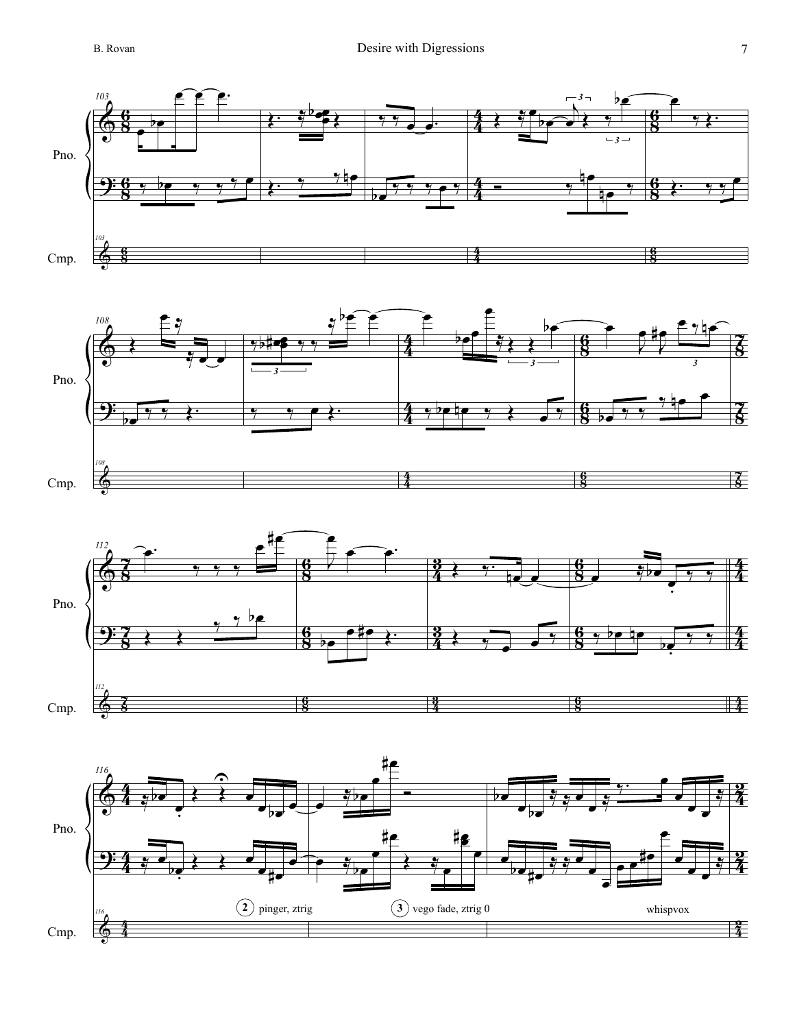Pno.

Cmp.

(2) pinger, ztrig

(3) vego fade, ztrig 0

whispvox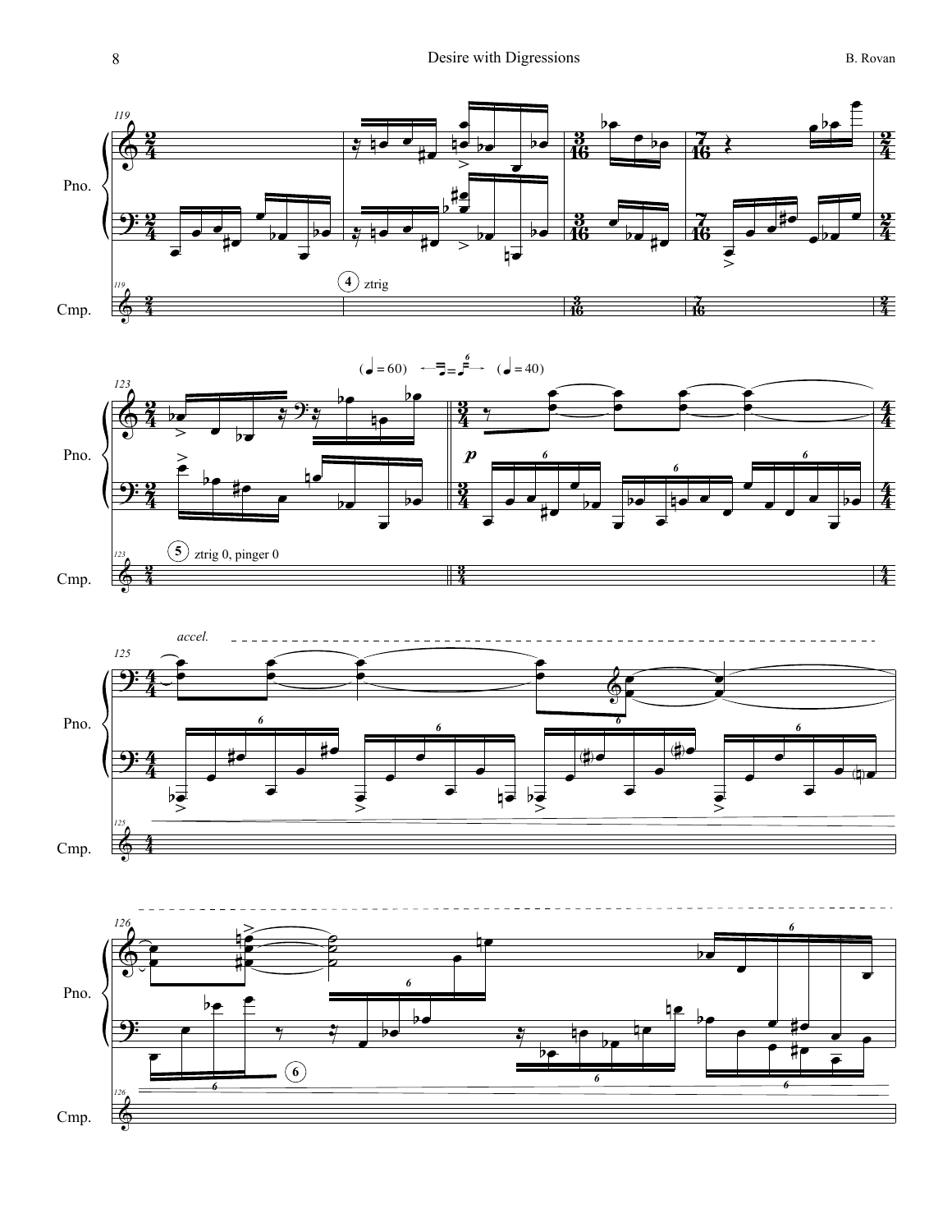Pno.

Cmp.

4 ztrig

5 ztrig 0, pinger 0

( ♩= 60) ← ♬ = ♪⁶ → ( ♩= 40)

*p*

*accel.*

6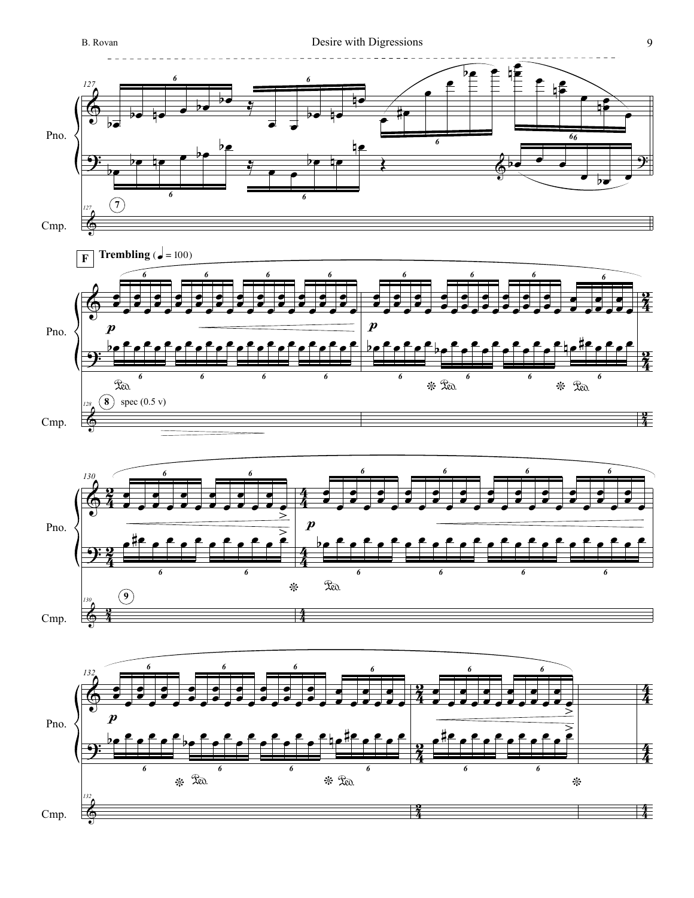**F** **Trembling** (♩ = 100)

spec (0.5 v)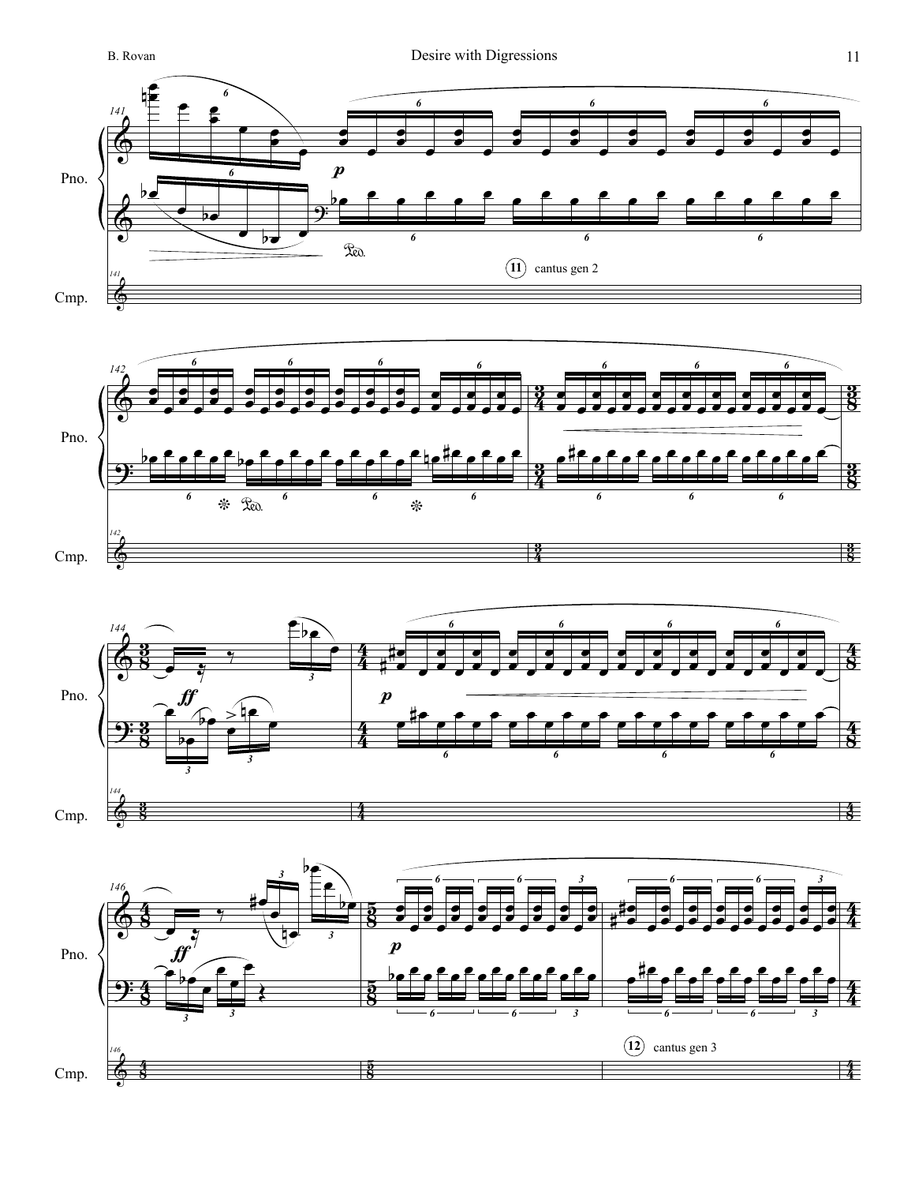**11** cantus gen 2

**12** cantus gen 3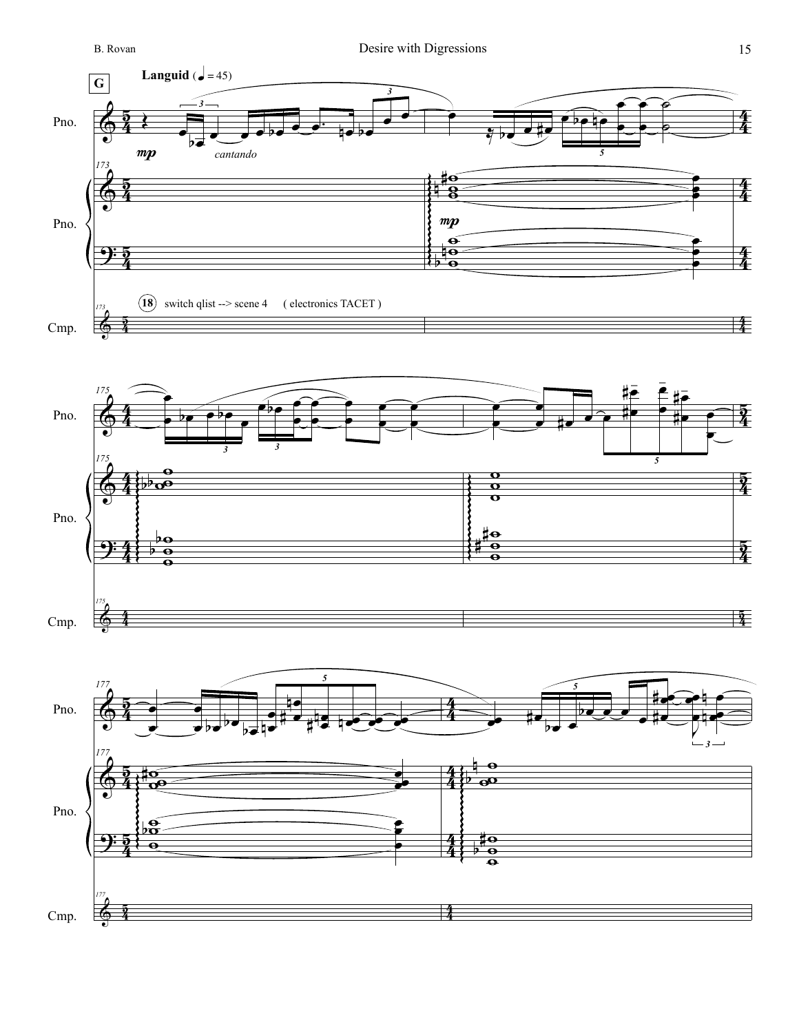**G** **Languid** (♩ = 45)

*mp* *cantando*

*mp*

18 switch qlist --> scene 4 ( electronics TACET )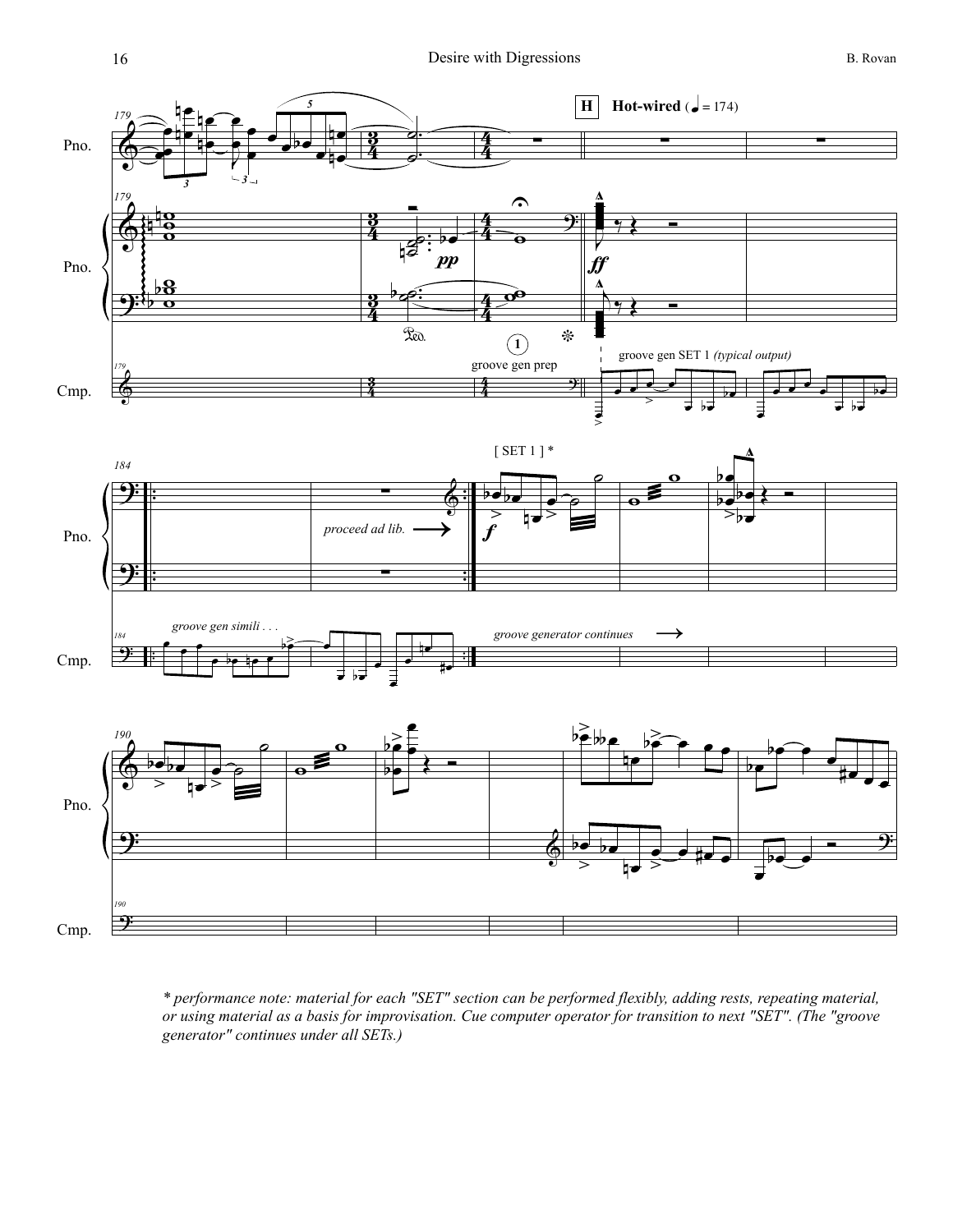**H** **Hot-wired** (♩ = 174)

*proceed ad lib.*

[ SET 1 ] *

groove gen prep

groove gen SET 1 *(typical output)*

*groove gen simili . . .*

*groove generator continues*

*\* performance note: material for each "SET" section can be performed flexibly, adding rests, repeating material, or using material as a basis for improvisation. Cue computer operator for transition to next "SET". (The "groove generator" continues under all SETs.)*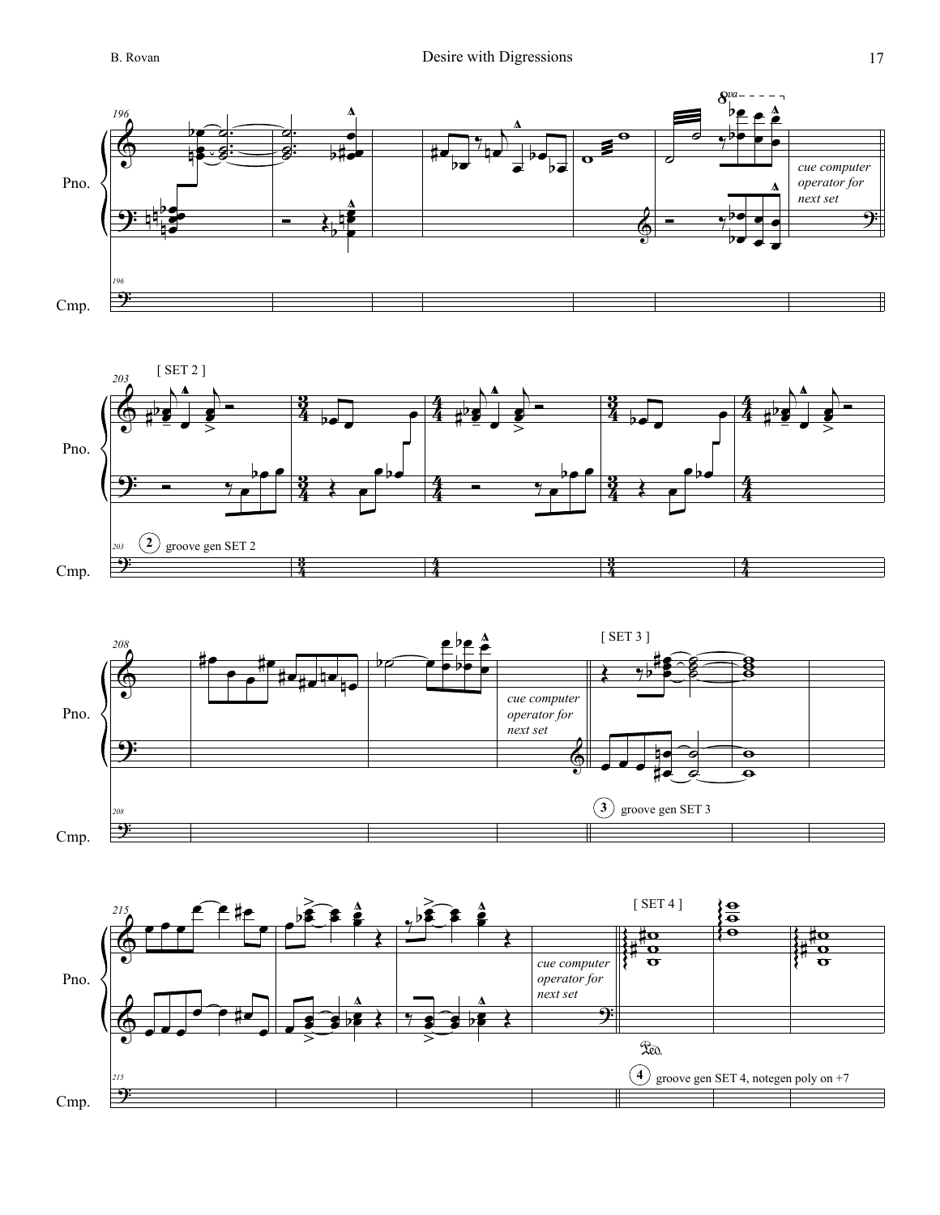Pno.

Cmp.

*cue computer operator for next set*

[ SET 2 ]

2 groove gen SET 2

*cue computer operator for next set*

[ SET 3 ]

3 groove gen SET 3

*cue computer operator for next set*

[ SET 4 ]

4 groove gen SET 4, notegen poly on +7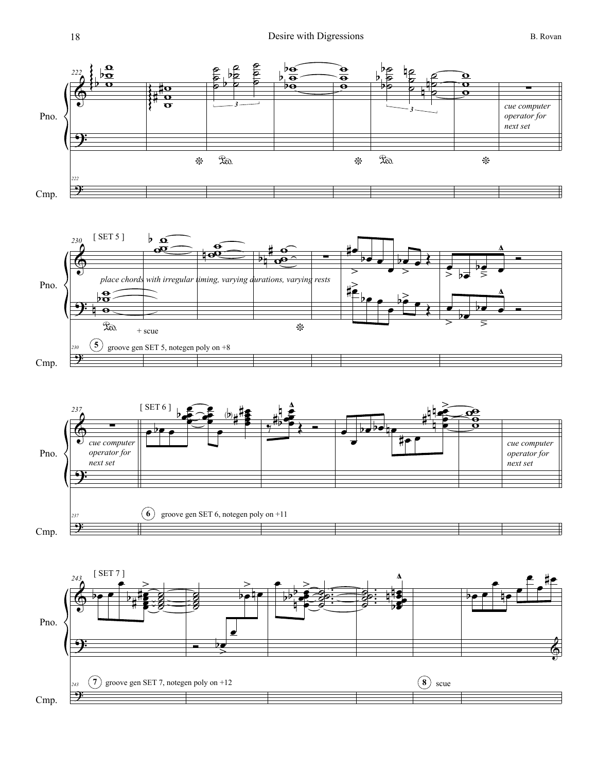Pno.

Cmp.

*cue computer operator for next set*

[ SET 5 ]

*place chords with irregular timing, varying durations, varying rests*

+ scue

5 groove gen SET 5, notegen poly on +8

*cue computer operator for next set*

[ SET 6 ]

6 groove gen SET 6, notegen poly on +11

*cue computer operator for next set*

[ SET 7 ]

7 groove gen SET 7, notegen poly on +12

8 scue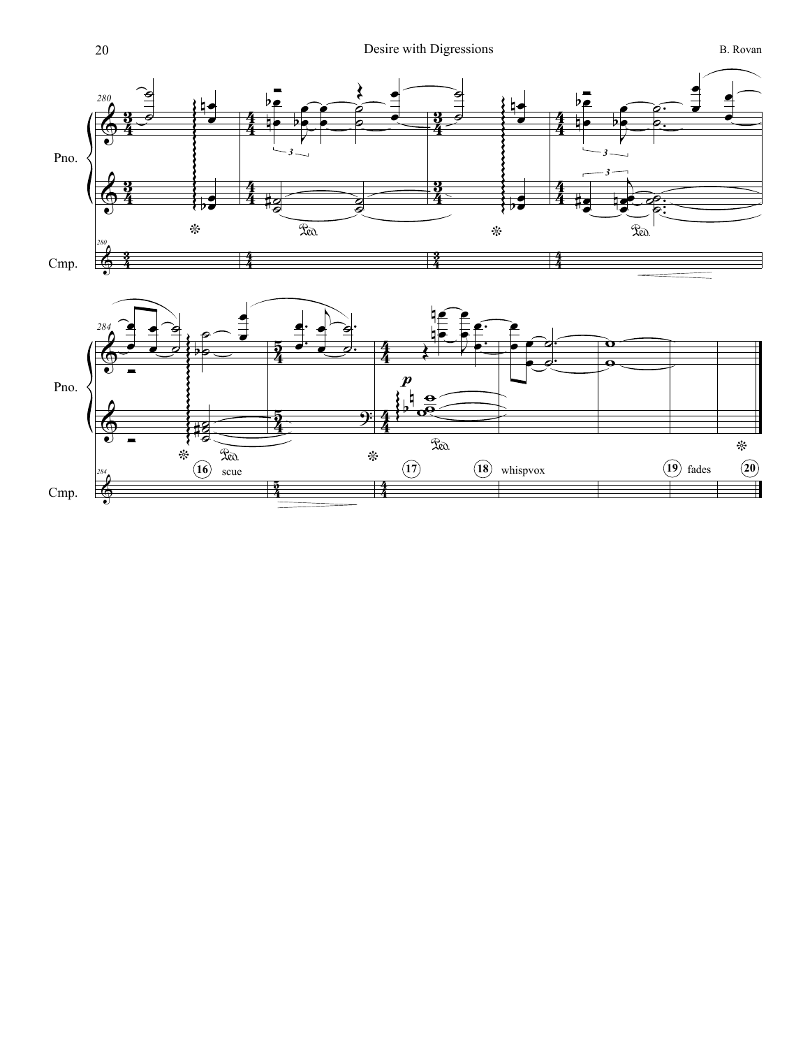Pno.

Cmp.

Pno.

Cmp.